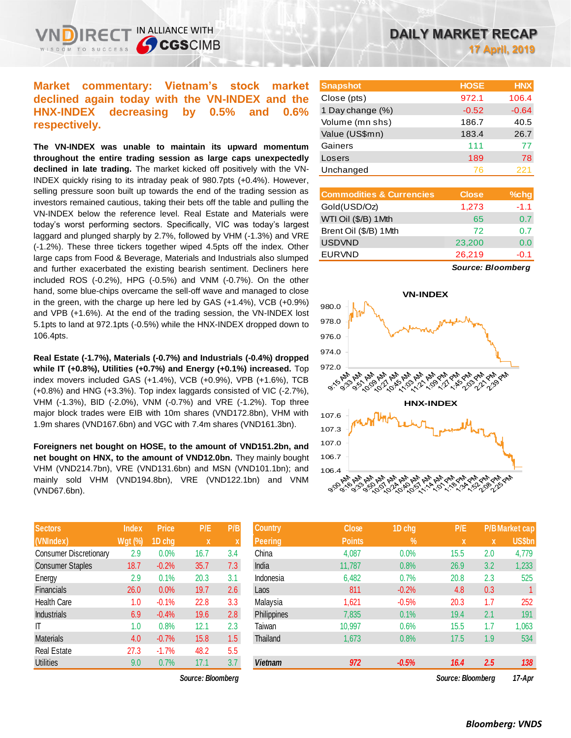# DAILY MARKET RECAP

**17 April, 2019**

## Market commentary: Vietnam's stock market declined again today with the VN-INDEX and the HNX-INDEX decreasing by 0.5% and 0.6% respectively.

**The VN-INDEX was unable to maintain its upward momentum throughout the entire trading session as large caps unexpectedly declined in late trading.** The market kicked off positively with the VN-INDEX quickly rising to its intraday peak of 980.7pts (+0.4%). However, selling pressure soon built up towards the end of the trading session as investors remained cautious, taking their bets off the table and pulling the VN-INDEX below the reference level. Real Estate and Materials were today's worst performing sectors. Specifically, VIC was today's largest laggard and plunged sharply by 2.7%, followed by VHM (-1.3%) and VRE (-1.2%). These three tickers together wiped 4.5pts off the index. Other large caps from Food & Beverage, Materials and Industrials also slumped and further exacerbated the existing bearish sentiment. Decliners here included ROS (-0.2%), HPG (-0.5%) and VNM (-0.7%). On the other hand, some blue-chips overcame the sell-off wave and managed to close in the green, with the charge up here led by GAS (+1.4%), VCB (+0.9%) and VPB (+1.6%). At the end of the trading session, the VN-INDEX lost 5.1pts to land at 972.1pts (-0.5%) while the HNX-INDEX dropped down to 106.4pts.

**Real Estate (-1.7%), Materials (-0.7%) and Industrials (-0.4%) dropped while IT (+0.8%), Utilities (+0.7%) and Energy (+0.1%) increased.** Top index movers included GAS (+1.4%), VCB (+0.9%), VPB (+1.6%), TCB (+0.8%) and HNG (+3.3%). Top index laggards consisted of VIC (-2.7%), VHM (-1.3%), BID (-2.0%), VNM (-0.7%) and VRE (-1.2%). Top three major block trades were EIB with 10m shares (VND172.8bn), VHM with 1.9m shares (VND167.6bn) and VGC with 7.4m shares (VND161.3bn).

**Foreigners net bought on HOSE, to the amount of VND151.2bn, and net bought on HNX, to the amount of VND12.0bn.** They mainly bought VHM (VND214.7bn), VRE (VND131.6bn) and MSN (VND101.1bn); and mainly sold VHM (VND194.8bn), VRE (VND122.1bn) and VNM (VND67.6bn).

| Snapshot | HOSE | HNX |
|---|---|---|
| Close (pts) | 972.1 | 106.4 |
| 1 Day change (%) | -0.52 | -0.64 |
| Volume (mn shs) | 186.7 | 40.5 |
| Value (US$mn) | 183.4 | 26.7 |
| Gainers | 111 | 77 |
| Losers | 189 | 78 |
| Unchanged | 76 | 221 |

| Commodities & Currencies | Close | %chg |
|---|---|---|
| Gold(USD/Oz) | 1,273 | -1.1 |
| WTI Oil ($/B) 1Mth | 65 | 0.7 |
| Brent Oil ($/B) 1Mth | 72 | 0.7 |
| USDVND | 23,200 | 0.0 |
| EURVND | 26,219 | -0.1 |

*Source: Bloomberg*

VN-INDEX

HNX-INDEX

| Sectors (VNIndex) | Index Wgt (%) | Price 1D chg | P/E x | P/B x |
|---|---|---|---|---|
| Consumer Discretionary | 2.9 | 0.0% | 16.7 | 3.4 |
| Consumer Staples | 18.7 | -0.2% | 35.7 | 7.3 |
| Energy | 2.9 | 0.1% | 20.3 | 3.1 |
| Financials | 26.0 | 0.0% | 19.7 | 2.6 |
| Health Care | 1.0 | -0.1% | 22.8 | 3.3 |
| Industrials | 6.9 | -0.4% | 19.6 | 2.8 |
| IT | 1.0 | 0.8% | 12.1 | 2.3 |
| Materials | 4.0 | -0.7% | 15.8 | 1.5 |
| Real Estate | 27.3 | -1.7% | 48.2 | 5.5 |
| Utilities | 9.0 | 0.7% | 17.1 | 3.7 |

*Source: Bloomberg*

| Country Peering | Close Points | 1D chg % | P/E x | P/B x | Market cap US$bn |
|---|---|---|---|---|---|
| China | 4,087 | 0.0% | 15.5 | 2.0 | 4,779 |
| India | 11,787 | 0.8% | 26.9 | 3.2 | 1,233 |
| Indonesia | 6,482 | 0.7% | 20.8 | 2.3 | 525 |
| Laos | 811 | -0.2% | 4.8 | 0.3 | 1 |
| Malaysia | 1,621 | -0.5% | 20.3 | 1.7 | 252 |
| Philippines | 7,835 | 0.1% | 19.4 | 2.1 | 191 |
| Taiwan | 10,997 | 0.6% | 15.5 | 1.7 | 1,063 |
| Thailand | 1,673 | 0.8% | 17.5 | 1.9 | 534 |
| *Vietnam* | *972* | *-0.5%* | *16.4* | *2.5* | *138* |

*Source: Bloomberg* *17-Apr*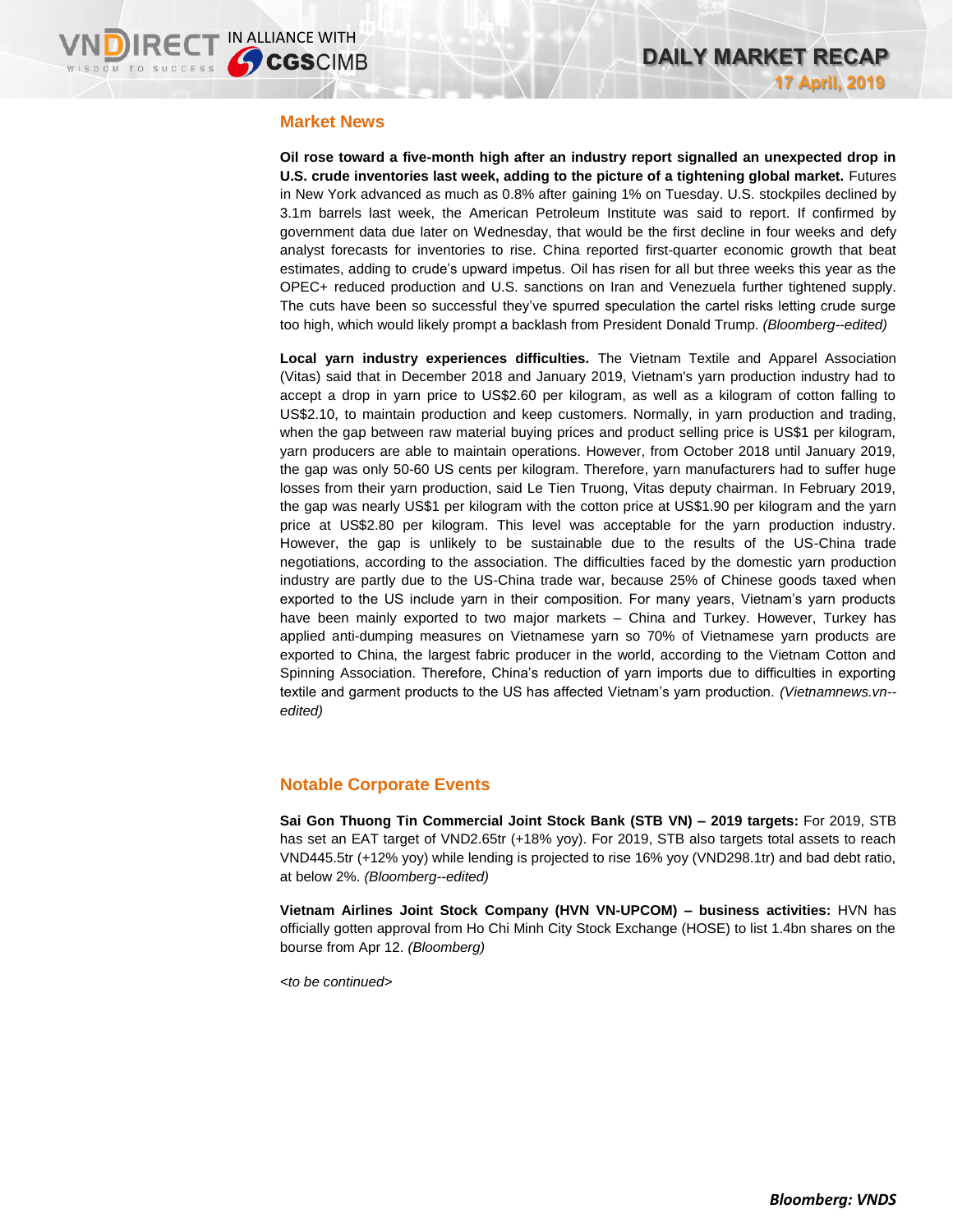## Market News

**Oil rose toward a five-month high after an industry report signalled an unexpected drop in U.S. crude inventories last week, adding to the picture of a tightening global market.** Futures in New York advanced as much as 0.8% after gaining 1% on Tuesday. U.S. stockpiles declined by 3.1m barrels last week, the American Petroleum Institute was said to report. If confirmed by government data due later on Wednesday, that would be the first decline in four weeks and defy analyst forecasts for inventories to rise. China reported first-quarter economic growth that beat estimates, adding to crude's upward impetus. Oil has risen for all but three weeks this year as the OPEC+ reduced production and U.S. sanctions on Iran and Venezuela further tightened supply. The cuts have been so successful they've spurred speculation the cartel risks letting crude surge too high, which would likely prompt a backlash from President Donald Trump. *(Bloomberg--edited)*

**Local yarn industry experiences difficulties.** The Vietnam Textile and Apparel Association (Vitas) said that in December 2018 and January 2019, Vietnam's yarn production industry had to accept a drop in yarn price to US$2.60 per kilogram, as well as a kilogram of cotton falling to US$2.10, to maintain production and keep customers. Normally, in yarn production and trading, when the gap between raw material buying prices and product selling price is US$1 per kilogram, yarn producers are able to maintain operations. However, from October 2018 until January 2019, the gap was only 50-60 US cents per kilogram. Therefore, yarn manufacturers had to suffer huge losses from their yarn production, said Le Tien Truong, Vitas deputy chairman. In February 2019, the gap was nearly US$1 per kilogram with the cotton price at US$1.90 per kilogram and the yarn price at US$2.80 per kilogram. This level was acceptable for the yarn production industry. However, the gap is unlikely to be sustainable due to the results of the US-China trade negotiations, according to the association. The difficulties faced by the domestic yarn production industry are partly due to the US-China trade war, because 25% of Chinese goods taxed when exported to the US include yarn in their composition. For many years, Vietnam's yarn products have been mainly exported to two major markets – China and Turkey. However, Turkey has applied anti-dumping measures on Vietnamese yarn so 70% of Vietnamese yarn products are exported to China, the largest fabric producer in the world, according to the Vietnam Cotton and Spinning Association. Therefore, China's reduction of yarn imports due to difficulties in exporting textile and garment products to the US has affected Vietnam's yarn production. *(Vietnamnews.vn--edited)*

## Notable Corporate Events

**Sai Gon Thuong Tin Commercial Joint Stock Bank (STB VN) – 2019 targets:** For 2019, STB has set an EAT target of VND2.65tr (+18% yoy). For 2019, STB also targets total assets to reach VND445.5tr (+12% yoy) while lending is projected to rise 16% yoy (VND298.1tr) and bad debt ratio, at below 2%. *(Bloomberg--edited)*

**Vietnam Airlines Joint Stock Company (HVN VN-UPCOM) – business activities:** HVN has officially gotten approval from Ho Chi Minh City Stock Exchange (HOSE) to list 1.4bn shares on the bourse from Apr 12. *(Bloomberg)*

*<to be continued>*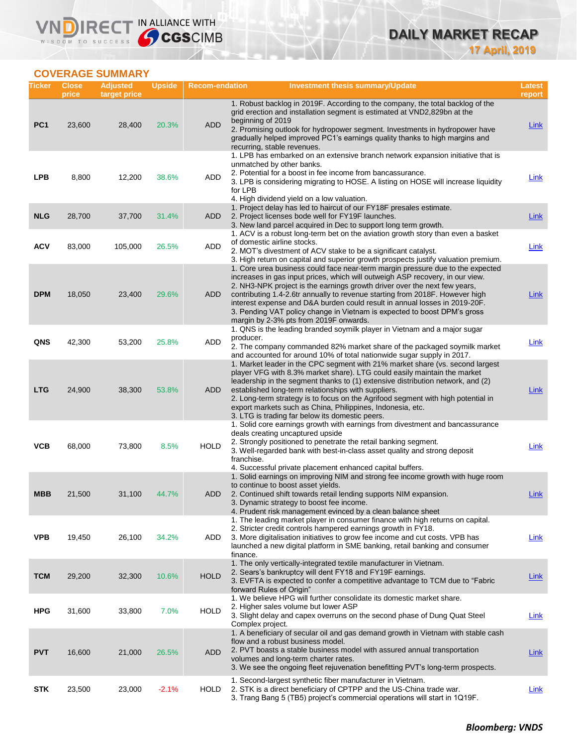## COVERAGE SUMMARY

| Ticker | Close price | Adjusted target price | Upside | Recom-endation | Investment thesis summary/Update | Latest report |
|---|---|---|---|---|---|---|
| PC1 | 23,600 | 28,400 | 20.3% | ADD | 1. Robust backlog in 2019F. According to the company, the total backlog of the grid erection and installation segment is estimated at VND2,829bn at the beginning of 2019<br>2. Promising outlook for hydropower segment. Investments in hydropower have gradually helped improved PC1's earnings quality thanks to high margins and recurring, stable revenues. | Link |
| LPB | 8,800 | 12,200 | 38.6% | ADD | 1. LPB has embarked on an extensive branch network expansion initiative that is unmatched by other banks.<br>2. Potential for a boost in fee income from bancassurance.<br>3. LPB is considering migrating to HOSE. A listing on HOSE will increase liquidity for LPB<br>4. High dividend yield on a low valuation. | Link |
| NLG | 28,700 | 37,700 | 31.4% | ADD | 1. Project delay has led to haircut of our FY18F presales estimate.<br>2. Project licenses bode well for FY19F launches.<br>3. New land parcel acquired in Dec to support long term growth. | Link |
| ACV | 83,000 | 105,000 | 26.5% | ADD | 1. ACV is a robust long-term bet on the aviation growth story than even a basket of domestic airline stocks.<br>2. MOT's divestment of ACV stake to be a significant catalyst.<br>3. High return on capital and superior growth prospects justify valuation premium. | Link |
| DPM | 18,050 | 23,400 | 29.6% | ADD | 1. Core urea business could face near-term margin pressure due to the expected increases in gas input prices, which will outweigh ASP recovery, in our view.<br>2. NH3-NPK project is the earnings growth driver over the next few years, contributing 1.4-2.6tr annually to revenue starting from 2018F. However high interest expense and D&A burden could result in annual losses in 2019-20F.<br>3. Pending VAT policy change in Vietnam is expected to boost DPM's gross margin by 2-3% pts from 2019F onwards. | Link |
| QNS | 42,300 | 53,200 | 25.8% | ADD | 1. QNS is the leading branded soymilk player in Vietnam and a major sugar producer.<br>2. The company commanded 82% market share of the packaged soymilk market and accounted for around 10% of total nationwide sugar supply in 2017. | Link |
| LTG | 24,900 | 38,300 | 53.8% | ADD | 1. Market leader in the CPC segment with 21% market share (vs. second largest player VFG with 8.3% market share). LTG could easily maintain the market leadership in the segment thanks to (1) extensive distribution network, and (2) established long-term relationships with suppliers.<br>2. Long-term strategy is to focus on the Agrifood segment with high potential in export markets such as China, Philippines, Indonesia, etc.<br>3. LTG is trading far below its domestic peers. | Link |
| VCB | 68,000 | 73,800 | 8.5% | HOLD | 1. Solid core earnings growth with earnings from divestment and bancassurance deals creating uncaptured upside<br>2. Strongly positioned to penetrate the retail banking segment.<br>3. Well-regarded bank with best-in-class asset quality and strong deposit franchise.<br>4. Successful private placement enhanced capital buffers. | Link |
| MBB | 21,500 | 31,100 | 44.7% | ADD | 1. Solid earnings on improving NIM and strong fee income growth with huge room to continue to boost asset yields.<br>2. Continued shift towards retail lending supports NIM expansion.<br>3. Dynamic strategy to boost fee income.<br>4. Prudent risk management evinced by a clean balance sheet | Link |
| VPB | 19,450 | 26,100 | 34.2% | ADD | 1. The leading market player in consumer finance with high returns on capital.<br>2. Stricter credit controls hampered earnings growth in FY18.<br>3. More digitalisation initiatives to grow fee income and cut costs. VPB has launched a new digital platform in SME banking, retail banking and consumer finance. | Link |
| TCM | 29,200 | 32,300 | 10.6% | HOLD | 1. The only vertically-integrated textile manufacturer in Vietnam.<br>2. Sears's bankruptcy will dent FY18 and FY19F earnings.<br>3. EVFTA is expected to confer a competitive advantage to TCM due to "Fabric forward Rules of Origin" | Link |
| HPG | 31,600 | 33,800 | 7.0% | HOLD | 1. We believe HPG will further consolidate its domestic market share.<br>2. Higher sales volume but lower ASP<br>3. Slight delay and capex overruns on the second phase of Dung Quat Steel Complex project. | Link |
| PVT | 16,600 | 21,000 | 26.5% | ADD | 1. A beneficiary of secular oil and gas demand growth in Vietnam with stable cash flow and a robust business model.<br>2. PVT boasts a stable business model with assured annual transportation volumes and long-term charter rates.<br>3. We see the ongoing fleet rejuvenation benefitting PVT's long-term prospects. | Link |
| STK | 23,500 | 23,000 | -2.1% | HOLD | 1. Second-largest synthetic fiber manufacturer in Vietnam.<br>2. STK is a direct beneficiary of CPTPP and the US-China trade war.<br>3. Trang Bang 5 (TB5) project's commercial operations will start in 1Q19F. | Link |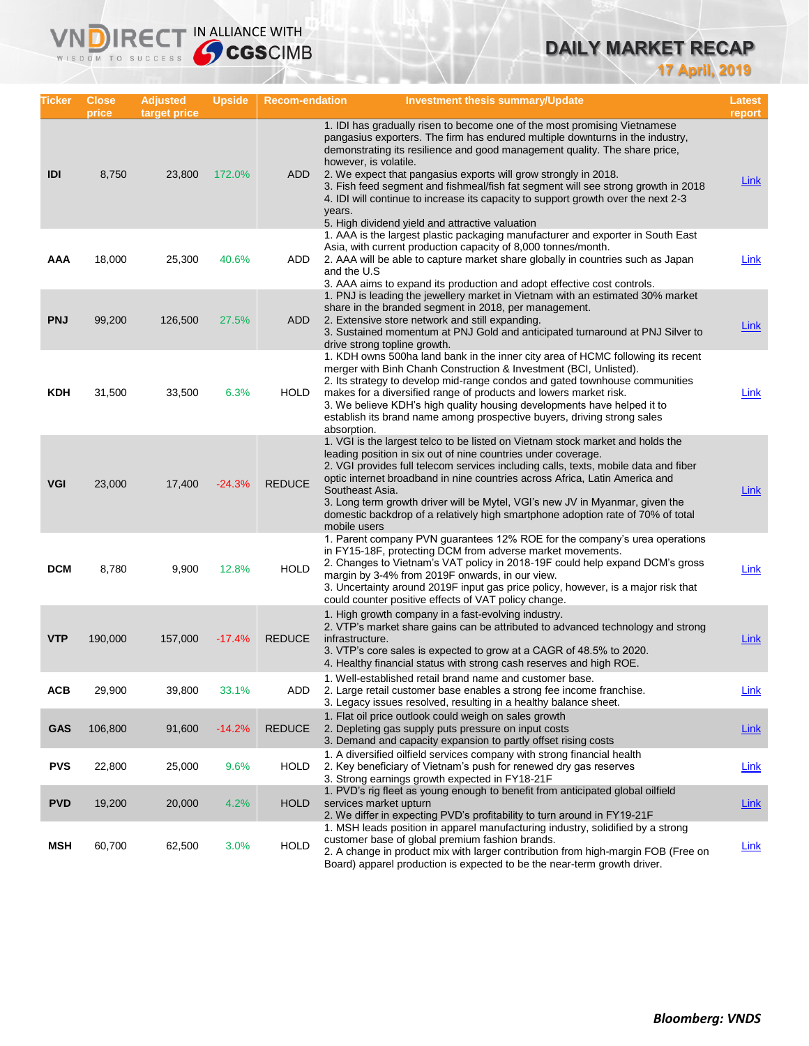# DAILY MARKET RECAP

17 April, 2019

| Ticker | Close price | Adjusted target price | Upside | Recom-endation | Investment thesis summary/Update | Latest report |
|---|---|---|---|---|---|---|
| IDI | 8,750 | 23,800 | 172.0% | ADD | 1. IDI has gradually risen to become one of the most promising Vietnamese pangasius exporters. The firm has endured multiple downturns in the industry, demonstrating its resilience and good management quality. The share price, however, is volatile.<br>2. We expect that pangasius exports will grow strongly in 2018.<br>3. Fish feed segment and fishmeal/fish fat segment will see strong growth in 2018<br>4. IDI will continue to increase its capacity to support growth over the next 2-3 years.<br>5. High dividend yield and attractive valuation | Link |
| AAA | 18,000 | 25,300 | 40.6% | ADD | 1. AAA is the largest plastic packaging manufacturer and exporter in South East Asia, with current production capacity of 8,000 tonnes/month.<br>2. AAA will be able to capture market share globally in countries such as Japan and the U.S<br>3. AAA aims to expand its production and adopt effective cost controls. | Link |
| PNJ | 99,200 | 126,500 | 27.5% | ADD | 1. PNJ is leading the jewellery market in Vietnam with an estimated 30% market share in the branded segment in 2018, per management.<br>2. Extensive store network and still expanding.<br>3. Sustained momentum at PNJ Gold and anticipated turnaround at PNJ Silver to drive strong topline growth. | Link |
| KDH | 31,500 | 33,500 | 6.3% | HOLD | 1. KDH owns 500ha land bank in the inner city area of HCMC following its recent merger with Binh Chanh Construction & Investment (BCI, Unlisted).<br>2. Its strategy to develop mid-range condos and gated townhouse communities makes for a diversified range of products and lowers market risk.<br>3. We believe KDH's high quality housing developments have helped it to establish its brand name among prospective buyers, driving strong sales absorption. | Link |
| VGI | 23,000 | 17,400 | -24.3% | REDUCE | 1. VGI is the largest telco to be listed on Vietnam stock market and holds the leading position in six out of nine countries under coverage.<br>2. VGI provides full telecom services including calls, texts, mobile data and fiber optic internet broadband in nine countries across Africa, Latin America and Southeast Asia.<br>3. Long term growth driver will be Mytel, VGI's new JV in Myanmar, given the domestic backdrop of a relatively high smartphone adoption rate of 70% of total mobile users | Link |
| DCM | 8,780 | 9,900 | 12.8% | HOLD | 1. Parent company PVN guarantees 12% ROE for the company's urea operations in FY15-18F, protecting DCM from adverse market movements.<br>2. Changes to Vietnam's VAT policy in 2018-19F could help expand DCM's gross margin by 3-4% from 2019F onwards, in our view.<br>3. Uncertainty around 2019F input gas price policy, however, is a major risk that could counter positive effects of VAT policy change. | Link |
| VTP | 190,000 | 157,000 | -17.4% | REDUCE | 1. High growth company in a fast-evolving industry.<br>2. VTP's market share gains can be attributed to advanced technology and strong infrastructure.<br>3. VTP's core sales is expected to grow at a CAGR of 48.5% to 2020.<br>4. Healthy financial status with strong cash reserves and high ROE. | Link |
| ACB | 29,900 | 39,800 | 33.1% | ADD | 1. Well-established retail brand name and customer base.<br>2. Large retail customer base enables a strong fee income franchise.<br>3. Legacy issues resolved, resulting in a healthy balance sheet. | Link |
| GAS | 106,800 | 91,600 | -14.2% | REDUCE | 1. Flat oil price outlook could weigh on sales growth<br>2. Depleting gas supply puts pressure on input costs<br>3. Demand and capacity expansion to partly offset rising costs | Link |
| PVS | 22,800 | 25,000 | 9.6% | HOLD | 1. A diversified oilfield services company with strong financial health<br>2. Key beneficiary of Vietnam's push for renewed dry gas reserves<br>3. Strong earnings growth expected in FY18-21F | Link |
| PVD | 19,200 | 20,000 | 4.2% | HOLD | 1. PVD's rig fleet as young enough to benefit from anticipated global oilfield services market upturn<br>2. We differ in expecting PVD's profitability to turn around in FY19-21F | Link |
| MSH | 60,700 | 62,500 | 3.0% | HOLD | 1. MSH leads position in apparel manufacturing industry, solidified by a strong customer base of global premium fashion brands.<br>2. A change in product mix with larger contribution from high-margin FOB (Free on Board) apparel production is expected to be the near-term growth driver. | Link |

***Bloomberg: VNDS***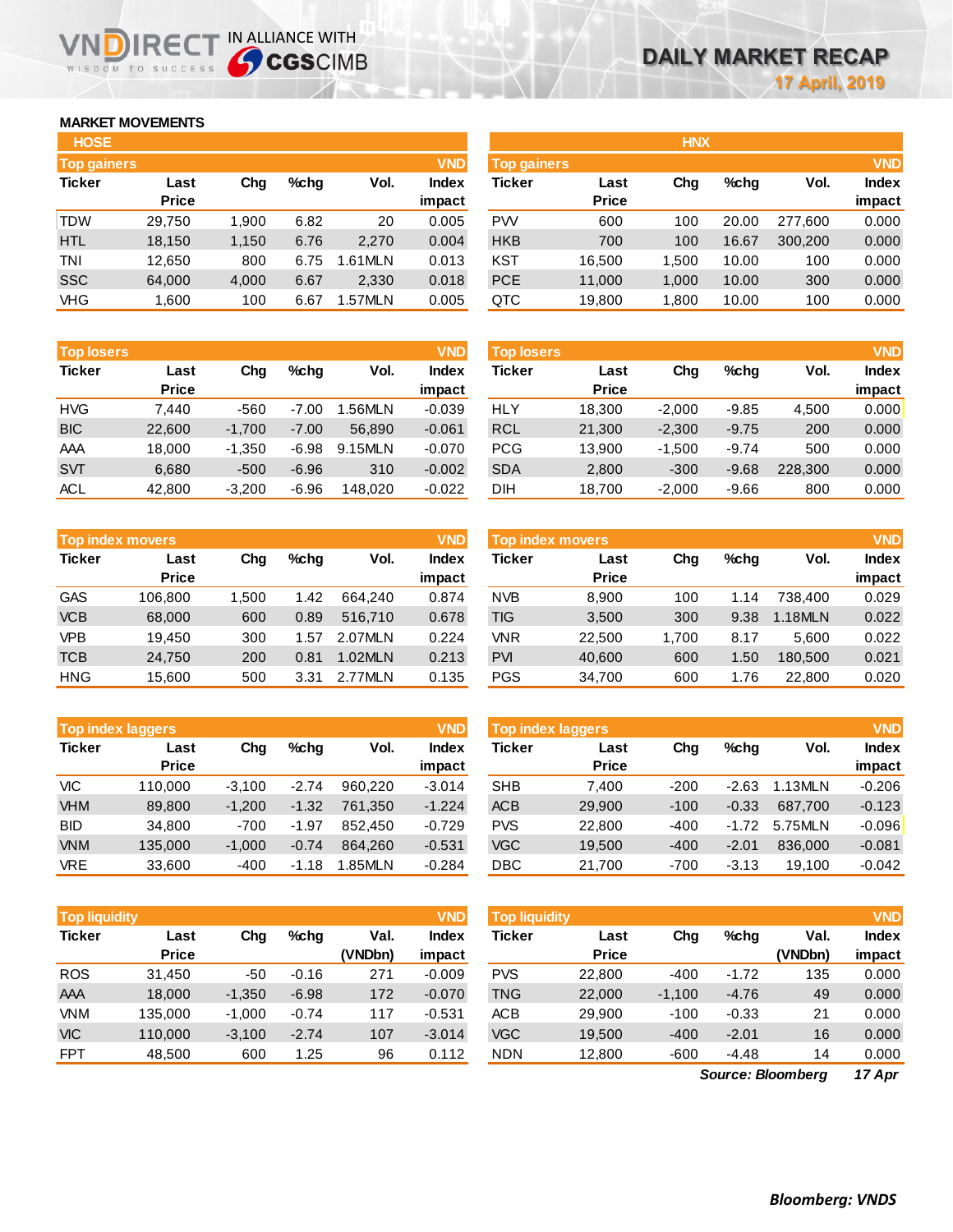# DAILY MARKET RECAP

**17 April, 2019**

## MARKET MOVEMENTS

### HOSE

**Top gainers** (VND)

| Ticker | Last Price | Chg | %chg | Vol. | Index impact |
|---|---|---|---|---|---|
| TDW | 29,750 | 1,900 | 6.82 | 20 | 0.005 |
| HTL | 18,150 | 1,150 | 6.76 | 2,270 | 0.004 |
| TNI | 12,650 | 800 | 6.75 | 1.61MLN | 0.013 |
| SSC | 64,000 | 4,000 | 6.67 | 2,330 | 0.018 |
| VHG | 1,600 | 100 | 6.67 | 1.57MLN | 0.005 |

**Top losers** (VND)

| Ticker | Last Price | Chg | %chg | Vol. | Index impact |
|---|---|---|---|---|---|
| HVG | 7,440 | -560 | -7.00 | 1.56MLN | -0.039 |
| BIC | 22,600 | -1,700 | -7.00 | 56,890 | -0.061 |
| AAA | 18,000 | -1,350 | -6.98 | 9.15MLN | -0.070 |
| SVT | 6,680 | -500 | -6.96 | 310 | -0.002 |
| ACL | 42,800 | -3,200 | -6.96 | 148,020 | -0.022 |

**Top index movers** (VND)

| Ticker | Last Price | Chg | %chg | Vol. | Index impact |
|---|---|---|---|---|---|
| GAS | 106,800 | 1,500 | 1.42 | 664,240 | 0.874 |
| VCB | 68,000 | 600 | 0.89 | 516,710 | 0.678 |
| VPB | 19,450 | 300 | 1.57 | 2.07MLN | 0.224 |
| TCB | 24,750 | 200 | 0.81 | 1.02MLN | 0.213 |
| HNG | 15,600 | 500 | 3.31 | 2.77MLN | 0.135 |

**Top index laggers** (VND)

| Ticker | Last Price | Chg | %chg | Vol. | Index impact |
|---|---|---|---|---|---|
| VIC | 110,000 | -3,100 | -2.74 | 960,220 | -3.014 |
| VHM | 89,800 | -1,200 | -1.32 | 761,350 | -1.224 |
| BID | 34,800 | -700 | -1.97 | 852,450 | -0.729 |
| VNM | 135,000 | -1,000 | -0.74 | 864,260 | -0.531 |
| VRE | 33,600 | -400 | -1.18 | 1.85MLN | -0.284 |

**Top liquidity** (VND)

| Ticker | Last Price | Chg | %chg | Val. (VNDbn) | Index impact |
|---|---|---|---|---|---|
| ROS | 31,450 | -50 | -0.16 | 271 | -0.009 |
| AAA | 18,000 | -1,350 | -6.98 | 172 | -0.070 |
| VNM | 135,000 | -1,000 | -0.74 | 117 | -0.531 |
| VIC | 110,000 | -3,100 | -2.74 | 107 | -3.014 |
| FPT | 48,500 | 600 | 1.25 | 96 | 0.112 |

### HNX

**Top gainers** (VND)

| Ticker | Last Price | Chg | %chg | Vol. | Index impact |
|---|---|---|---|---|---|
| PVV | 600 | 100 | 20.00 | 277,600 | 0.000 |
| HKB | 700 | 100 | 16.67 | 300,200 | 0.000 |
| KST | 16,500 | 1,500 | 10.00 | 100 | 0.000 |
| PCE | 11,000 | 1,000 | 10.00 | 300 | 0.000 |
| QTC | 19,800 | 1,800 | 10.00 | 100 | 0.000 |

**Top losers** (VND)

| Ticker | Last Price | Chg | %chg | Vol. | Index impact |
|---|---|---|---|---|---|
| HLY | 18,300 | -2,000 | -9.85 | 4,500 | 0.000 |
| RCL | 21,300 | -2,300 | -9.75 | 200 | 0.000 |
| PCG | 13,900 | -1,500 | -9.74 | 500 | 0.000 |
| SDA | 2,800 | -300 | -9.68 | 228,300 | 0.000 |
| DIH | 18,700 | -2,000 | -9.66 | 800 | 0.000 |

**Top index movers** (VND)

| Ticker | Last Price | Chg | %chg | Vol. | Index impact |
|---|---|---|---|---|---|
| NVB | 8,900 | 100 | 1.14 | 738,400 | 0.029 |
| TIG | 3,500 | 300 | 9.38 | 1.18MLN | 0.022 |
| VNR | 22,500 | 1,700 | 8.17 | 5,600 | 0.022 |
| PVI | 40,600 | 600 | 1.50 | 180,500 | 0.021 |
| PGS | 34,700 | 600 | 1.76 | 22,800 | 0.020 |

**Top index laggers** (VND)

| Ticker | Last Price | Chg | %chg | Vol. | Index impact |
|---|---|---|---|---|---|
| SHB | 7,400 | -200 | -2.63 | 1.13MLN | -0.206 |
| ACB | 29,900 | -100 | -0.33 | 687,700 | -0.123 |
| PVS | 22,800 | -400 | -1.72 | 5.75MLN | -0.096 |
| VGC | 19,500 | -400 | -2.01 | 836,000 | -0.081 |
| DBC | 21,700 | -700 | -3.13 | 19,100 | -0.042 |

**Top liquidity** (VND)

| Ticker | Last Price | Chg | %chg | Val. (VNDbn) | Index impact |
|---|---|---|---|---|---|
| PVS | 22,800 | -400 | -1.72 | 135 | 0.000 |
| TNG | 22,000 | -1,100 | -4.76 | 49 | 0.000 |
| ACB | 29,900 | -100 | -0.33 | 21 | 0.000 |
| VGC | 19,500 | -400 | -2.01 | 16 | 0.000 |
| NDN | 12,800 | -600 | -4.48 | 14 | 0.000 |

*Source: Bloomberg* *17 Apr*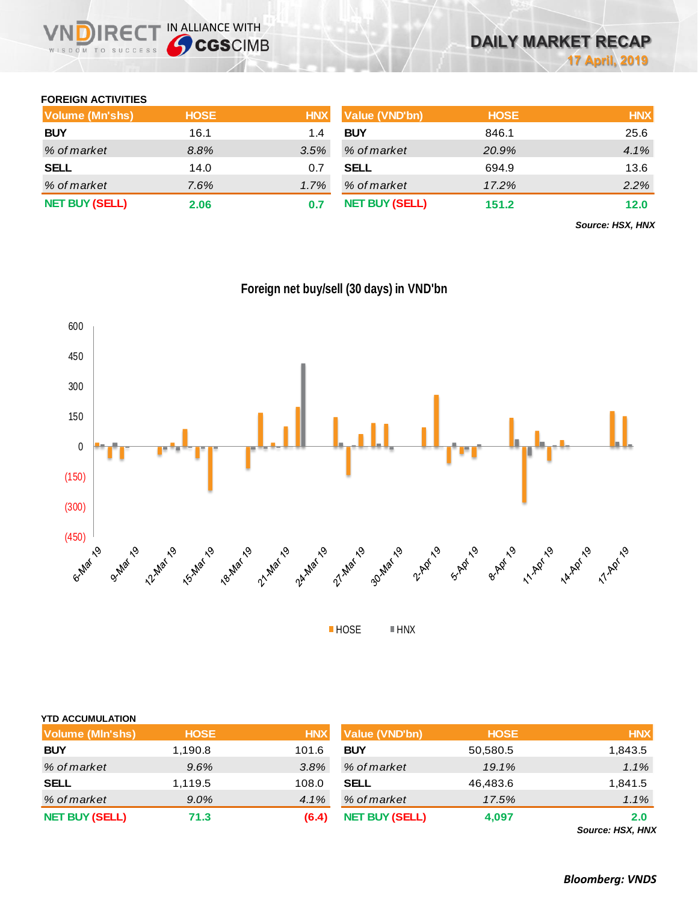## FOREIGN ACTIVITIES

| Volume (Mn'shs) | HOSE | HNX |
|---|---|---|
| **BUY** | 16.1 | 1.4 |
| *% of market* | *8.8%* | *3.5%* |
| **SELL** | 14.0 | 0.7 |
| *% of market* | *7.6%* | *1.7%* |
| **NET BUY (SELL)** | **2.06** | **0.7** |

| Value (VND'bn) | HOSE | HNX |
|---|---|---|
| **BUY** | 846.1 | 25.6 |
| *% of market* | *20.9%* | *4.1%* |
| **SELL** | 694.9 | 13.6 |
| *% of market* | *17.2%* | *2.2%* |
| **NET BUY (SELL)** | **151.2** | **12.0** |

***Source: HSX, HNX***

**Foreign net buy/sell (30 days) in VND'bn**

## YTD ACCUMULATION

| Volume (Mln'shs) | HOSE | HNX |
|---|---|---|
| **BUY** | 1,190.8 | 101.6 |
| *% of market* | *9.6%* | *3.8%* |
| **SELL** | 1,119.5 | 108.0 |
| *% of market* | *9.0%* | *4.1%* |
| **NET BUY (SELL)** | **71.3** | **(6.4)** |

| Value (VND'bn) | HOSE | HNX |
|---|---|---|
| **BUY** | 50,580.5 | 1,843.5 |
| *% of market* | *19.1%* | *1.1%* |
| **SELL** | 46,483.6 | 1,841.5 |
| *% of market* | *17.5%* | *1.1%* |
| **NET BUY (SELL)** | **4,097** | **2.0** |

***Source: HSX, HNX***

***Bloomberg: VNDS***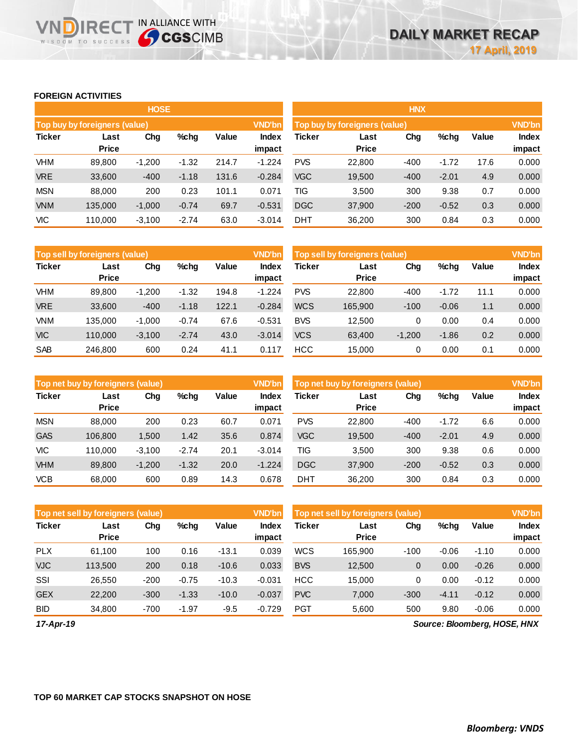## FOREIGN ACTIVITIES

### HOSE

| Top buy by foreigners (value) | | | | | VND'bn |
|---|---|---|---|---|---|
| Ticker | Last Price | Chg | %chg | Value | Index impact |
| VHM | 89,800 | -1,200 | -1.32 | 214.7 | -1.224 |
| VRE | 33,600 | -400 | -1.18 | 131.6 | -0.284 |
| MSN | 88,000 | 200 | 0.23 | 101.1 | 0.071 |
| VNM | 135,000 | -1,000 | -0.74 | 69.7 | -0.531 |
| VIC | 110,000 | -3,100 | -2.74 | 63.0 | -3.014 |

| Top sell by foreigners (value) | | | | | VND'bn |
|---|---|---|---|---|---|
| Ticker | Last Price | Chg | %chg | Value | Index impact |
| VHM | 89,800 | -1,200 | -1.32 | 194.8 | -1.224 |
| VRE | 33,600 | -400 | -1.18 | 122.1 | -0.284 |
| VNM | 135,000 | -1,000 | -0.74 | 67.6 | -0.531 |
| VIC | 110,000 | -3,100 | -2.74 | 43.0 | -3.014 |
| SAB | 246,800 | 600 | 0.24 | 41.1 | 0.117 |

| Top net buy by foreigners (value) | | | | | VND'bn |
|---|---|---|---|---|---|
| Ticker | Last Price | Chg | %chg | Value | Index impact |
| MSN | 88,000 | 200 | 0.23 | 60.7 | 0.071 |
| GAS | 106,800 | 1,500 | 1.42 | 35.6 | 0.874 |
| VIC | 110,000 | -3,100 | -2.74 | 20.1 | -3.014 |
| VHM | 89,800 | -1,200 | -1.32 | 20.0 | -1.224 |
| VCB | 68,000 | 600 | 0.89 | 14.3 | 0.678 |

| Top net sell by foreigners (value) | | | | | VND'bn |
|---|---|---|---|---|---|
| Ticker | Last Price | Chg | %chg | Value | Index impact |
| PLX | 61,100 | 100 | 0.16 | -13.1 | 0.039 |
| VJC | 113,500 | 200 | 0.18 | -10.6 | 0.033 |
| SSI | 26,550 | -200 | -0.75 | -10.3 | -0.031 |
| GEX | 22,200 | -300 | -1.33 | -10.0 | -0.037 |
| BID | 34,800 | -700 | -1.97 | -9.5 | -0.729 |

### HNX

| Top buy by foreigners (value) | | | | | VND'bn |
|---|---|---|---|---|---|
| Ticker | Last Price | Chg | %chg | Value | Index impact |
| PVS | 22,800 | -400 | -1.72 | 17.6 | 0.000 |
| VGC | 19,500 | -400 | -2.01 | 4.9 | 0.000 |
| TIG | 3,500 | 300 | 9.38 | 0.7 | 0.000 |
| DGC | 37,900 | -200 | -0.52 | 0.3 | 0.000 |
| DHT | 36,200 | 300 | 0.84 | 0.3 | 0.000 |

| Top sell by foreigners (value) | | | | | VND'bn |
|---|---|---|---|---|---|
| Ticker | Last Price | Chg | %chg | Value | Index impact |
| PVS | 22,800 | -400 | -1.72 | 11.1 | 0.000 |
| WCS | 165,900 | -100 | -0.06 | 1.1 | 0.000 |
| BVS | 12,500 | 0 | 0.00 | 0.4 | 0.000 |
| VCS | 63,400 | -1,200 | -1.86 | 0.2 | 0.000 |
| HCC | 15,000 | 0 | 0.00 | 0.1 | 0.000 |

| Top net buy by foreigners (value) | | | | | VND'bn |
|---|---|---|---|---|---|
| Ticker | Last Price | Chg | %chg | Value | Index impact |
| PVS | 22,800 | -400 | -1.72 | 6.6 | 0.000 |
| VGC | 19,500 | -400 | -2.01 | 4.9 | 0.000 |
| TIG | 3,500 | 300 | 9.38 | 0.6 | 0.000 |
| DGC | 37,900 | -200 | -0.52 | 0.3 | 0.000 |
| DHT | 36,200 | 300 | 0.84 | 0.3 | 0.000 |

| Top net sell by foreigners (value) | | | | | VND'bn |
|---|---|---|---|---|---|
| Ticker | Last Price | Chg | %chg | Value | Index impact |
| WCS | 165,900 | -100 | -0.06 | -1.10 | 0.000 |
| BVS | 12,500 | 0 | 0.00 | -0.26 | 0.000 |
| HCC | 15,000 | 0 | 0.00 | -0.12 | 0.000 |
| PVC | 7,000 | -300 | -4.11 | -0.12 | 0.000 |
| PGT | 5,600 | 500 | 9.80 | -0.06 | 0.000 |

*17-Apr-19* *Source: Bloomberg, HOSE, HNX*

## TOP 60 MARKET CAP STOCKS SNAPSHOT ON HOSE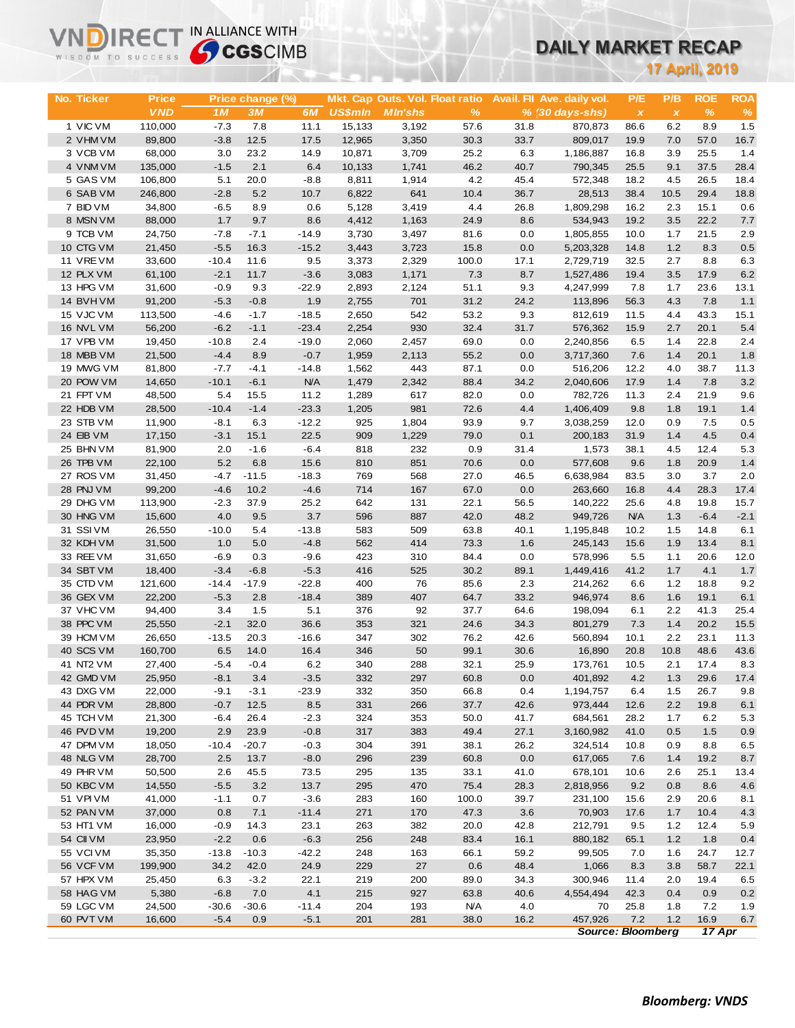# DAILY MARKET RECAP

**17 April, 2019**

VNDIRECT IN ALLIANCE WITH CGSCIMB

| No. | Ticker | Price | Price change (%) | | | Mkt. Cap | Outs. Vol. | Float ratio | Avail. FII | Ave. daily vol. | P/E | P/B | ROE | ROA |
|---|---|---|---|---|---|---|---|---|---|---|---|---|---|---|
| | | VND | 1M | 3M | 6M | US$mln | Mln'shs | % | % | (30 days-shs) | x | x | % | % |
| 1 | VIC VM | 110,000 | -7.3 | 7.8 | 11.1 | 15,133 | 3,192 | 57.6 | 31.8 | 870,873 | 86.6 | 6.2 | 8.9 | 1.5 |
| 2 | VHM VM | 89,800 | -3.8 | 12.5 | 17.5 | 12,965 | 3,350 | 30.3 | 33.7 | 809,017 | 19.9 | 7.0 | 57.0 | 16.7 |
| 3 | VCB VM | 68,000 | 3.0 | 23.2 | 14.9 | 10,871 | 3,709 | 25.2 | 6.3 | 1,186,887 | 16.8 | 3.9 | 25.5 | 1.4 |
| 4 | VNM VM | 135,000 | -1.5 | 2.1 | 6.4 | 10,133 | 1,741 | 46.2 | 40.7 | 790,345 | 25.5 | 9.1 | 37.5 | 28.4 |
| 5 | GAS VM | 106,800 | 5.1 | 20.0 | -8.8 | 8,811 | 1,914 | 4.2 | 45.4 | 572,348 | 18.2 | 4.5 | 26.5 | 18.4 |
| 6 | SAB VM | 246,800 | -2.8 | 5.2 | 10.7 | 6,822 | 641 | 10.4 | 36.7 | 28,513 | 38.4 | 10.5 | 29.4 | 18.8 |
| 7 | BID VM | 34,800 | -6.5 | 8.9 | 0.6 | 5,128 | 3,419 | 4.4 | 26.8 | 1,809,298 | 16.2 | 2.3 | 15.1 | 0.6 |
| 8 | MSN VM | 88,000 | 1.7 | 9.7 | 8.6 | 4,412 | 1,163 | 24.9 | 8.6 | 534,943 | 19.2 | 3.5 | 22.2 | 7.7 |
| 9 | TCB VM | 24,750 | -7.8 | -7.1 | -14.9 | 3,730 | 3,497 | 81.6 | 0.0 | 1,805,855 | 10.0 | 1.7 | 21.5 | 2.9 |
| 10 | CTG VM | 21,450 | -5.5 | 16.3 | -15.2 | 3,443 | 3,723 | 15.8 | 0.0 | 5,203,328 | 14.8 | 1.2 | 8.3 | 0.5 |
| 11 | VRE VM | 33,600 | -10.4 | 11.6 | 9.5 | 3,373 | 2,329 | 100.0 | 17.1 | 2,729,719 | 32.5 | 2.7 | 8.8 | 6.3 |
| 12 | PLX VM | 61,100 | -2.1 | 11.7 | -3.6 | 3,083 | 1,171 | 7.3 | 8.7 | 1,527,486 | 19.4 | 3.5 | 17.9 | 6.2 |
| 13 | HPG VM | 31,600 | -0.9 | 9.3 | -22.9 | 2,893 | 2,124 | 51.1 | 9.3 | 4,247,999 | 7.8 | 1.7 | 23.6 | 13.1 |
| 14 | BVH VM | 91,200 | -5.3 | -0.8 | 1.9 | 2,755 | 701 | 31.2 | 24.2 | 113,896 | 56.3 | 4.3 | 7.8 | 1.1 |
| 15 | VJC VM | 113,500 | -4.6 | -1.7 | -18.5 | 2,650 | 542 | 53.2 | 9.3 | 812,619 | 11.5 | 4.4 | 43.3 | 15.1 |
| 16 | NVL VM | 56,200 | -6.2 | -1.1 | -23.4 | 2,254 | 930 | 32.4 | 31.7 | 576,362 | 15.9 | 2.7 | 20.1 | 5.4 |
| 17 | VPB VM | 19,450 | -10.8 | 2.4 | -19.0 | 2,060 | 2,457 | 69.0 | 0.0 | 2,240,856 | 6.5 | 1.4 | 22.8 | 2.4 |
| 18 | MBB VM | 21,500 | -4.4 | 8.9 | -0.7 | 1,959 | 2,113 | 55.2 | 0.0 | 3,717,360 | 7.6 | 1.4 | 20.1 | 1.8 |
| 19 | MWG VM | 81,800 | -7.7 | -4.1 | -14.8 | 1,562 | 443 | 87.1 | 0.0 | 516,206 | 12.2 | 4.0 | 38.7 | 11.3 |
| 20 | POW VM | 14,650 | -10.1 | -6.1 | N/A | 1,479 | 2,342 | 88.4 | 34.2 | 2,040,606 | 17.9 | 1.4 | 7.8 | 3.2 |
| 21 | FPT VM | 48,500 | 5.4 | 15.5 | 11.2 | 1,289 | 617 | 82.0 | 0.0 | 782,726 | 11.3 | 2.4 | 21.9 | 9.6 |
| 22 | HDB VM | 28,500 | -10.4 | -1.4 | -23.3 | 1,205 | 981 | 72.6 | 4.4 | 1,406,409 | 9.8 | 1.8 | 19.1 | 1.4 |
| 23 | STB VM | 11,900 | -8.1 | 6.3 | -12.2 | 925 | 1,804 | 93.9 | 9.7 | 3,038,259 | 12.0 | 0.9 | 7.5 | 0.5 |
| 24 | EIB VM | 17,150 | -3.1 | 15.1 | 22.5 | 909 | 1,229 | 79.0 | 0.1 | 200,183 | 31.9 | 1.4 | 4.5 | 0.4 |
| 25 | BHN VM | 81,900 | 2.0 | -1.6 | -6.4 | 818 | 232 | 0.9 | 31.4 | 1,573 | 38.1 | 4.5 | 12.4 | 5.3 |
| 26 | TPB VM | 22,100 | 5.2 | 6.8 | 15.6 | 810 | 851 | 70.6 | 0.0 | 577,608 | 9.6 | 1.8 | 20.9 | 1.4 |
| 27 | ROS VM | 31,450 | -4.7 | -11.5 | -18.3 | 769 | 568 | 27.0 | 46.5 | 6,638,984 | 83.5 | 3.0 | 3.7 | 2.0 |
| 28 | PNJ VM | 99,200 | -4.6 | 10.2 | -4.6 | 714 | 167 | 67.0 | 0.0 | 263,660 | 16.8 | 4.4 | 28.3 | 17.4 |
| 29 | DHG VM | 113,900 | -2.3 | 37.9 | 25.2 | 642 | 131 | 22.1 | 56.5 | 140,222 | 25.6 | 4.8 | 19.8 | 15.7 |
| 30 | HNG VM | 15,600 | 4.0 | 9.5 | 3.7 | 596 | 887 | 42.0 | 48.2 | 949,726 | N/A | 1.3 | -6.4 | -2.1 |
| 31 | SSI VM | 26,550 | -10.0 | 5.4 | -13.8 | 583 | 509 | 63.8 | 40.1 | 1,195,848 | 10.2 | 1.5 | 14.8 | 6.1 |
| 32 | KDH VM | 31,500 | 1.0 | 5.0 | -4.8 | 562 | 414 | 73.3 | 1.6 | 245,143 | 15.6 | 1.9 | 13.4 | 8.1 |
| 33 | REE VM | 31,650 | -6.9 | 0.3 | -9.6 | 423 | 310 | 84.4 | 0.0 | 578,996 | 5.5 | 1.1 | 20.6 | 12.0 |
| 34 | SBT VM | 18,400 | -3.4 | -6.8 | -5.3 | 416 | 525 | 30.2 | 89.1 | 1,449,416 | 41.2 | 1.7 | 4.1 | 1.7 |
| 35 | CTD VM | 121,600 | -14.4 | -17.9 | -22.8 | 400 | 76 | 85.6 | 2.3 | 214,262 | 6.6 | 1.2 | 18.8 | 9.2 |
| 36 | GEX VM | 22,200 | -5.3 | 2.8 | -18.4 | 389 | 407 | 64.7 | 33.2 | 946,974 | 8.6 | 1.6 | 19.1 | 6.1 |
| 37 | VHC VM | 94,400 | 3.4 | 1.5 | 5.1 | 376 | 92 | 37.7 | 64.6 | 198,094 | 6.1 | 2.2 | 41.3 | 25.4 |
| 38 | PPC VM | 25,550 | -2.1 | 32.0 | 36.6 | 353 | 321 | 24.6 | 34.3 | 801,279 | 7.3 | 1.4 | 20.2 | 15.5 |
| 39 | HCM VM | 26,650 | -13.5 | 20.3 | -16.6 | 347 | 302 | 76.2 | 42.6 | 560,894 | 10.1 | 2.2 | 23.1 | 11.3 |
| 40 | SCS VM | 160,700 | 6.5 | 14.0 | 16.4 | 346 | 50 | 99.1 | 30.6 | 16,890 | 20.8 | 10.8 | 48.6 | 43.6 |
| 41 | NT2 VM | 27,400 | -5.4 | -0.4 | 6.2 | 340 | 288 | 32.1 | 25.9 | 173,761 | 10.5 | 2.1 | 17.4 | 8.3 |
| 42 | GMD VM | 25,950 | -8.1 | 3.4 | -3.5 | 332 | 297 | 60.8 | 0.0 | 401,892 | 4.2 | 1.3 | 29.6 | 17.4 |
| 43 | DXG VM | 22,000 | -9.1 | -3.1 | -23.9 | 332 | 350 | 66.8 | 0.4 | 1,194,757 | 6.4 | 1.5 | 26.7 | 9.8 |
| 44 | PDR VM | 28,800 | -0.7 | 12.5 | 8.5 | 331 | 266 | 37.7 | 42.6 | 973,444 | 12.6 | 2.2 | 19.8 | 6.1 |
| 45 | TCH VM | 21,300 | -6.4 | 26.4 | -2.3 | 324 | 353 | 50.0 | 41.7 | 684,561 | 28.2 | 1.7 | 6.2 | 5.3 |
| 46 | PVD VM | 19,200 | 2.9 | 23.9 | -0.8 | 317 | 383 | 49.4 | 27.1 | 3,160,982 | 41.0 | 0.5 | 1.5 | 0.9 |
| 47 | DPM VM | 18,050 | -10.4 | -20.7 | -0.3 | 304 | 391 | 38.1 | 26.2 | 324,514 | 10.8 | 0.9 | 8.8 | 6.5 |
| 48 | NLG VM | 28,700 | 2.5 | 13.7 | -8.0 | 296 | 239 | 60.8 | 0.0 | 617,065 | 7.6 | 1.4 | 19.2 | 8.7 |
| 49 | PHR VM | 50,500 | 2.6 | 45.5 | 73.5 | 295 | 135 | 33.1 | 41.0 | 678,101 | 10.6 | 2.6 | 25.1 | 13.4 |
| 50 | KBC VM | 14,550 | -5.5 | 3.2 | 13.7 | 295 | 470 | 75.4 | 28.3 | 2,818,956 | 9.2 | 0.8 | 8.6 | 4.6 |
| 51 | VPI VM | 41,000 | -1.1 | 0.7 | -3.6 | 283 | 160 | 100.0 | 39.7 | 231,100 | 15.6 | 2.9 | 20.6 | 8.1 |
| 52 | PAN VM | 37,000 | 0.8 | 7.1 | -11.4 | 271 | 170 | 47.3 | 3.6 | 70,903 | 17.6 | 1.7 | 10.4 | 4.3 |
| 53 | HT1 VM | 16,000 | -0.9 | 14.3 | 23.1 | 263 | 382 | 20.0 | 42.8 | 212,791 | 9.5 | 1.2 | 12.4 | 5.9 |
| 54 | CII VM | 23,950 | -2.2 | 0.6 | -6.3 | 256 | 248 | 83.4 | 16.1 | 880,182 | 65.1 | 1.2 | 1.8 | 0.4 |
| 55 | VCI VM | 35,350 | -13.8 | -10.3 | -42.2 | 248 | 163 | 66.1 | 59.2 | 99,505 | 7.0 | 1.6 | 24.7 | 12.7 |
| 56 | VCF VM | 199,900 | 34.2 | 42.0 | 24.9 | 229 | 27 | 0.6 | 48.4 | 1,066 | 8.3 | 3.8 | 58.7 | 22.1 |
| 57 | HPX VM | 25,450 | 6.3 | -3.2 | 22.1 | 219 | 200 | 89.0 | 34.3 | 300,946 | 11.4 | 2.0 | 19.4 | 6.5 |
| 58 | HAG VM | 5,380 | -6.8 | 7.0 | 4.1 | 215 | 927 | 63.8 | 40.6 | 4,554,494 | 42.3 | 0.4 | 0.9 | 0.2 |
| 59 | LGC VM | 24,500 | -30.6 | -30.6 | -11.4 | 204 | 193 | N/A | 4.0 | 70 | 25.8 | 1.8 | 7.2 | 1.9 |
| 60 | PVT VM | 16,600 | -5.4 | 0.9 | -5.1 | 201 | 281 | 38.0 | 16.2 | 457,926 | 7.2 | 1.2 | 16.9 | 6.7 |

***Source: Bloomberg*** ***17 Apr***

***Bloomberg: VNDS***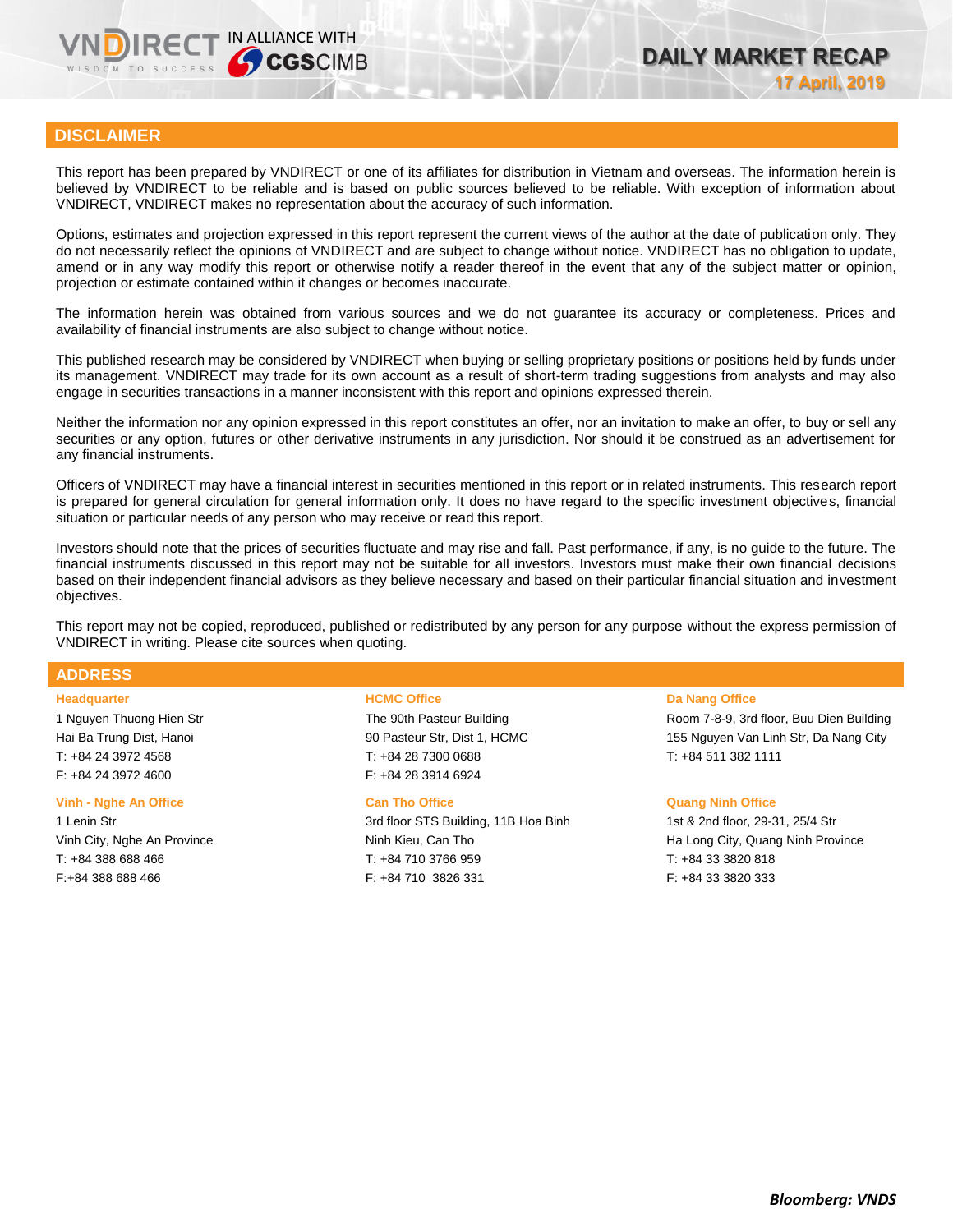## DISCLAIMER

This report has been prepared by VNDIRECT or one of its affiliates for distribution in Vietnam and overseas. The information herein is believed by VNDIRECT to be reliable and is based on public sources believed to be reliable. With exception of information about VNDIRECT, VNDIRECT makes no representation about the accuracy of such information.

Options, estimates and projection expressed in this report represent the current views of the author at the date of publication only. They do not necessarily reflect the opinions of VNDIRECT and are subject to change without notice. VNDIRECT has no obligation to update, amend or in any way modify this report or otherwise notify a reader thereof in the event that any of the subject matter or opinion, projection or estimate contained within it changes or becomes inaccurate.

The information herein was obtained from various sources and we do not guarantee its accuracy or completeness. Prices and availability of financial instruments are also subject to change without notice.

This published research may be considered by VNDIRECT when buying or selling proprietary positions or positions held by funds under its management. VNDIRECT may trade for its own account as a result of short-term trading suggestions from analysts and may also engage in securities transactions in a manner inconsistent with this report and opinions expressed therein.

Neither the information nor any opinion expressed in this report constitutes an offer, nor an invitation to make an offer, to buy or sell any securities or any option, futures or other derivative instruments in any jurisdiction. Nor should it be construed as an advertisement for any financial instruments.

Officers of VNDIRECT may have a financial interest in securities mentioned in this report or in related instruments. This research report is prepared for general circulation for general information only. It does no have regard to the specific investment objectives, financial situation or particular needs of any person who may receive or read this report.

Investors should note that the prices of securities fluctuate and may rise and fall. Past performance, if any, is no guide to the future. The financial instruments discussed in this report may not be suitable for all investors. Investors must make their own financial decisions based on their independent financial advisors as they believe necessary and based on their particular financial situation and investment objectives.

This report may not be copied, reproduced, published or redistributed by any person for any purpose without the express permission of VNDIRECT in writing. Please cite sources when quoting.

## ADDRESS

**Headquarter**
1 Nguyen Thuong Hien Str
Hai Ba Trung Dist, Hanoi
T: +84 24 3972 4568
F: +84 24 3972 4600

**HCMC Office**
The 90th Pasteur Building
90 Pasteur Str, Dist 1, HCMC
T: +84 28 7300 0688
F: +84 28 3914 6924

**Da Nang Office**
Room 7-8-9, 3rd floor, Buu Dien Building
155 Nguyen Van Linh Str, Da Nang City
T: +84 511 382 1111

**Vinh - Nghe An Office**
1 Lenin Str
Vinh City, Nghe An Province
T: +84 388 688 466
F:+84 388 688 466

**Can Tho Office**
3rd floor STS Building, 11B Hoa Binh
Ninh Kieu, Can Tho
T: +84 710 3766 959
F: +84 710 3826 331

**Quang Ninh Office**
1st & 2nd floor, 29-31, 25/4 Str
Ha Long City, Quang Ninh Province
T: +84 33 3820 818
F: +84 33 3820 333

***Bloomberg: VNDS***